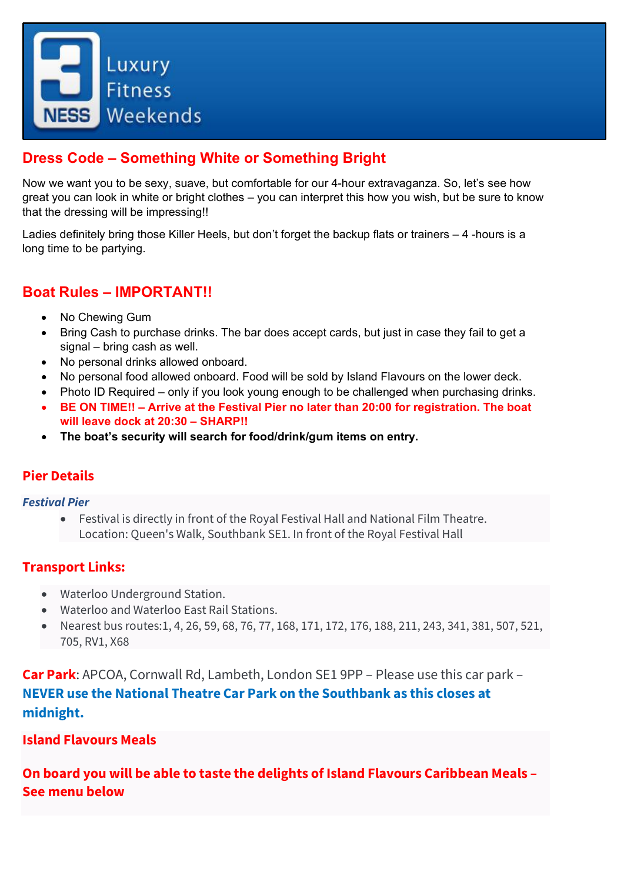# Luxury Fitness Weekends

## Dress Code – Something White or Something Bright

Now we want you to be sexy, suave, but comfortable for our 4-hour extravaganza. So, let's see how great you can look in white or bright clothes – you can interpret this how you wish, but be sure to know that the dressing will be impressing!!

Ladies definitely bring those Killer Heels, but don't forget the backup flats or trainers – 4 -hours is a long time to be partying.

## Boat Rules – IMPORTANT!!

- No Chewing Gum
- Bring Cash to purchase drinks. The bar does accept cards, but just in case they fail to get a signal – bring cash as well.
- No personal drinks allowed onboard.
- No personal food allowed onboard. Food will be sold by Island Flavours on the lower deck.
- Photo ID Required – only if you look young enough to be challenged when purchasing drinks.
- **BE ON TIME!! – Arrive at the Festival Pier no later than 20:00 for registration. The boat will leave dock at 20:30 – SHARP!!**
- **The boat's security will search for food/drink/gum items on entry.**

## Pier Details

***Festival Pier***

- Festival is directly in front of the Royal Festival Hall and National Film Theatre. Location: Queen's Walk, Southbank SE1. In front of the Royal Festival Hall

## Transport Links:

- Waterloo Underground Station.
- Waterloo and Waterloo East Rail Stations.
- Nearest bus routes:1, 4, 26, 59, 68, 76, 77, 168, 171, 172, 176, 188, 211, 243, 341, 381, 507, 521, 705, RV1, X68

**Car Park**: APCOA, Cornwall Rd, Lambeth, London SE1 9PP – Please use this car park – **NEVER use the National Theatre Car Park on the Southbank as this closes at midnight.**

**Island Flavours Meals**

**On board you will be able to taste the delights of Island Flavours Caribbean Meals – See menu below**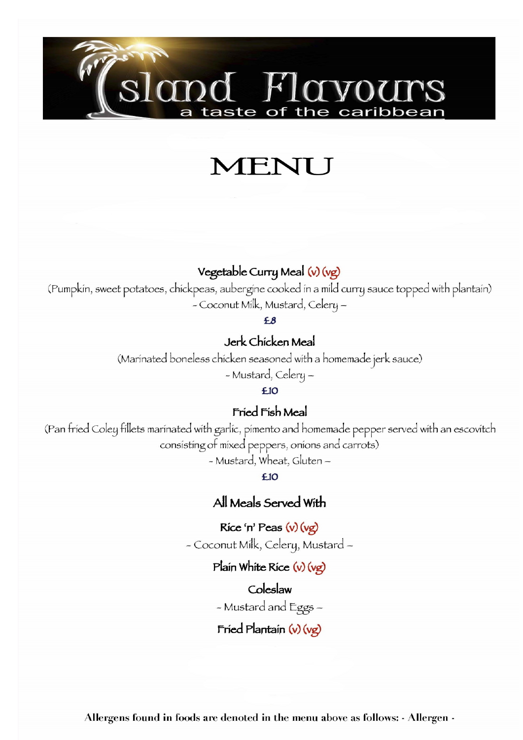# Island Flavours

a taste of the caribbean

# MENU

### Vegetable Curry Meal (v) (vg)

(Pumpkin, sweet potatoes, chickpeas, aubergine cooked in a mild curry sauce topped with plantain)

- Coconut Milk, Mustard, Celery -

£8

### Jerk Chicken Meal

(Marinated boneless chicken seasoned with a homemade jerk sauce)

- Mustard, Celery -

£10

### Fried Fish Meal

(Pan fried Coley fillets marinated with garlic, pimento and homemade pepper served with an escovitch consisting of mixed peppers, onions and carrots)

- Mustard, Wheat, Gluten -

£10

## All Meals Served With

### Rice 'n' Peas (v) (vg)

- Coconut Milk, Celery, Mustard -

### Plain White Rice (v) (vg)

### Coleslaw

- Mustard and Eggs -

### Fried Plantain (v) (vg)

Allergens found in foods are denoted in the menu above as follows: - Allergen -